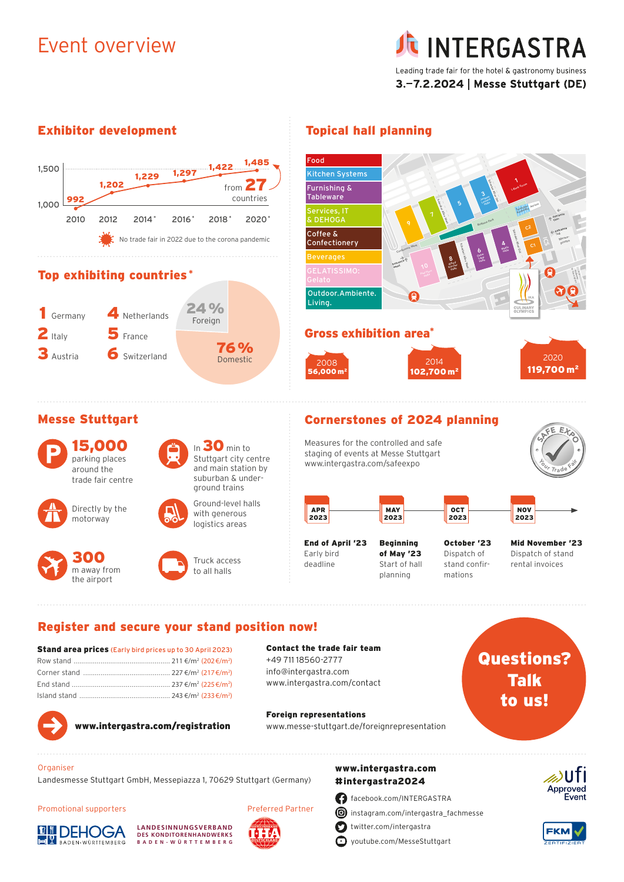# Event overview

**INTERGASTRA**

Leading trade fair for the hotel & gastronomy business

**3.–7.2.2024 | Messe Stuttgart (DE)**

## Exhibitor development

| Year | Exhibitors |
|---|---|
| 2010 | 992 |
| 2012 | 1,202 |
| 2014* | 1,229 |
| 2016* | 1,297 |
| 2018* | 1,422 |
| 2020* | 1,485 |

from **27** countries

No trade fair in 2022 due to the corona pandemic

## Top exhibiting countries*

1. Germany
2. Italy
3. Austria
4. Netherlands
5. France
6. Switzerland

**24 %** Foreign

**76 %** Domestic

## Topical hall planning

- Food
- Kitchen Systems
- Furnishing & Tableware
- Services, IT & DEHOGA
- Coffee & Confectionery
- Beverages
- GELATISSIMO: Gelato
- Outdoor.Ambiente.Living.

## Gross exhibition area*

- 2008: **56,000 m²**
- 2014: **102,700 m²**
- 2020: **119,700 m²**

## Messe Stuttgart

- **15,000** parking places around the trade fair centre
- In **30** min to Stuttgart city centre and main station by suburban & underground trains
- Directly by the motorway
- Ground-level halls with generous logistics areas
- **300** m away from the airport
- Truck access to all halls

## Cornerstones of 2024 planning

Measures for the controlled and safe staging of events at Messe Stuttgart
www.intergastra.com/safeexpo

SAFE EXPO – Your Trade Fair

- **APR 2023** – **End of April '23** Early bird deadline
- **MAY 2023** – **Beginning of May '23** Start of hall planning
- **OCT 2023** – **October '23** Dispatch of stand confirmations
- **NOV 2023** – **Mid November '23** Dispatch of stand rental invoices

## Register and secure your stand position now!

**Stand area prices** (Early bird prices up to 30 April 2023)

| Stand | Price | Early bird |
|---|---|---|
| Row stand | 211 €/m² | (202 €/m²) |
| Corner stand | 227 €/m² | (217 €/m²) |
| End stand | 237 €/m² | (225 €/m²) |
| Island stand | 243 €/m² | (233 €/m²) |

**www.intergastra.com/registration**

**Contact the trade fair team**
+49 711 18560-2777
info@intergastra.com
www.intergastra.com/contact

**Foreign representations**
www.messe-stuttgart.de/foreignrepresentation

**Questions? Talk to us!**

Organiser
Landesmesse Stuttgart GmbH, Messepiazza 1, 70629 Stuttgart (Germany)

Promotional supporters
DEHOGA BADEN-WÜRTTEMBERG
LANDESINNUNGSVERBAND DES KONDITORENHANDWERKS BADEN-WÜRTTEMBERG

Preferred Partner
IHA HOTELVERBAND DEUTSCHLAND

**www.intergastra.com**
**#intergastra2024**

- facebook.com/INTERGASTRA
- instagram.com/intergastra_fachmesse
- twitter.com/intergastra
- youtube.com/MesseStuttgart

ufi Approved Event

FKM ZERTIFIZIERT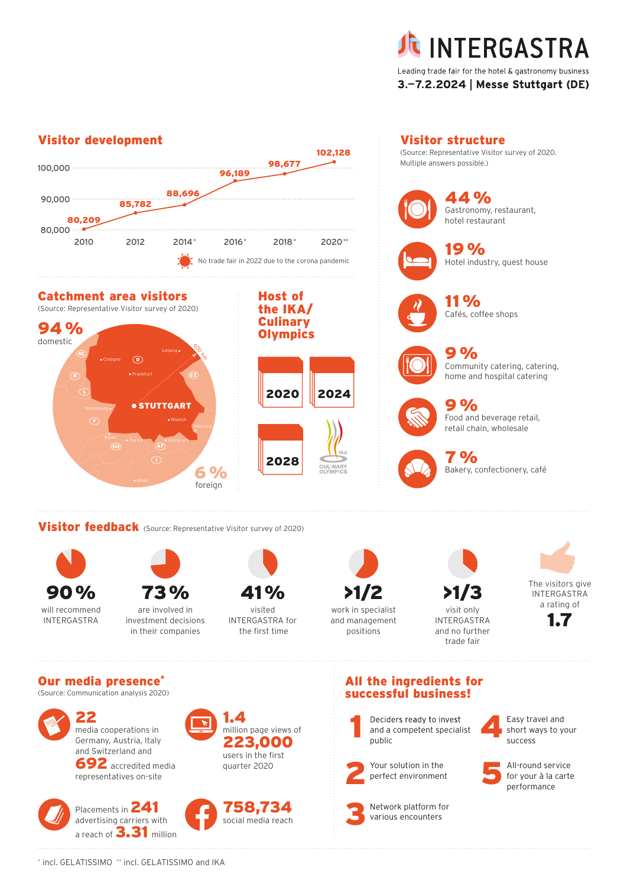# INTERGASTRA

Leading trade fair for the hotel & gastronomy business

**3.–7.2.2024 | Messe Stuttgart (DE)**

## Visitor development

100,000
90,000
80,000

80,209
85,782
88,696
96,189
98,677
102,128

2010
2012
2014*
2016*
2018*
2020**

No trade fair in 2022 due to the corona pandemic

## Catchment area visitors

(Source: Representative Visitor survey of 2020)

**94 %** domestic

Cologne, Leipzig, Frankfurt, STUTTGART, Strasbourg, Munich, Salzburg, Basel, Zurich, Innsbruck, Milan

NL, D, B, CZ, L, F, CH, AT, I

400 km

**6 %** foreign

## Host of the IKA/ Culinary Olympics

2020
2024
2028

IKA CULINARY OLYMPICS

## Visitor structure

(Source: Representative Visitor survey of 2020. Multiple answers possible.)

**44 %** Gastronomy, restaurant, hotel restaurant

**19 %** Hotel industry, guest house

**11 %** Cafés, coffee shops

**9 %** Community catering, catering, home and hospital catering

**9 %** Food and beverage retail, retail chain, wholesale

**7 %** Bakery, confectionery, café

## Visitor feedback

(Source: Representative Visitor survey of 2020)

**90 %** will recommend INTERGASTRA

**73 %** are involved in investment decisions in their companies

**41 %** visited INTERGASTRA for the first time

**>1/2** work in specialist and management positions

**>1/3** visit only INTERGASTRA and no further trade fair

The visitors give INTERGASTRA a rating of **1.7**

## Our media presence*

(Source: Communication analysis 2020)

**22** media cooperations in Germany, Austria, Italy and Switzerland and **692** accredited media representatives on-site

**1.4** million page views of **223,000** users in the first quarter 2020

Placements in **241** advertising carriers with a reach of **3.31** million

**758,734** social media reach

## All the ingredients for successful business!

1. Deciders ready to invest and a competent specialist public
2. Your solution in the perfect environment
3. Network platform for various encounters
4. Easy travel and short ways to your success
5. All-round service for your à la carte performance

* incl. GELATISSIMO ** incl. GELATISSIMO and IKA